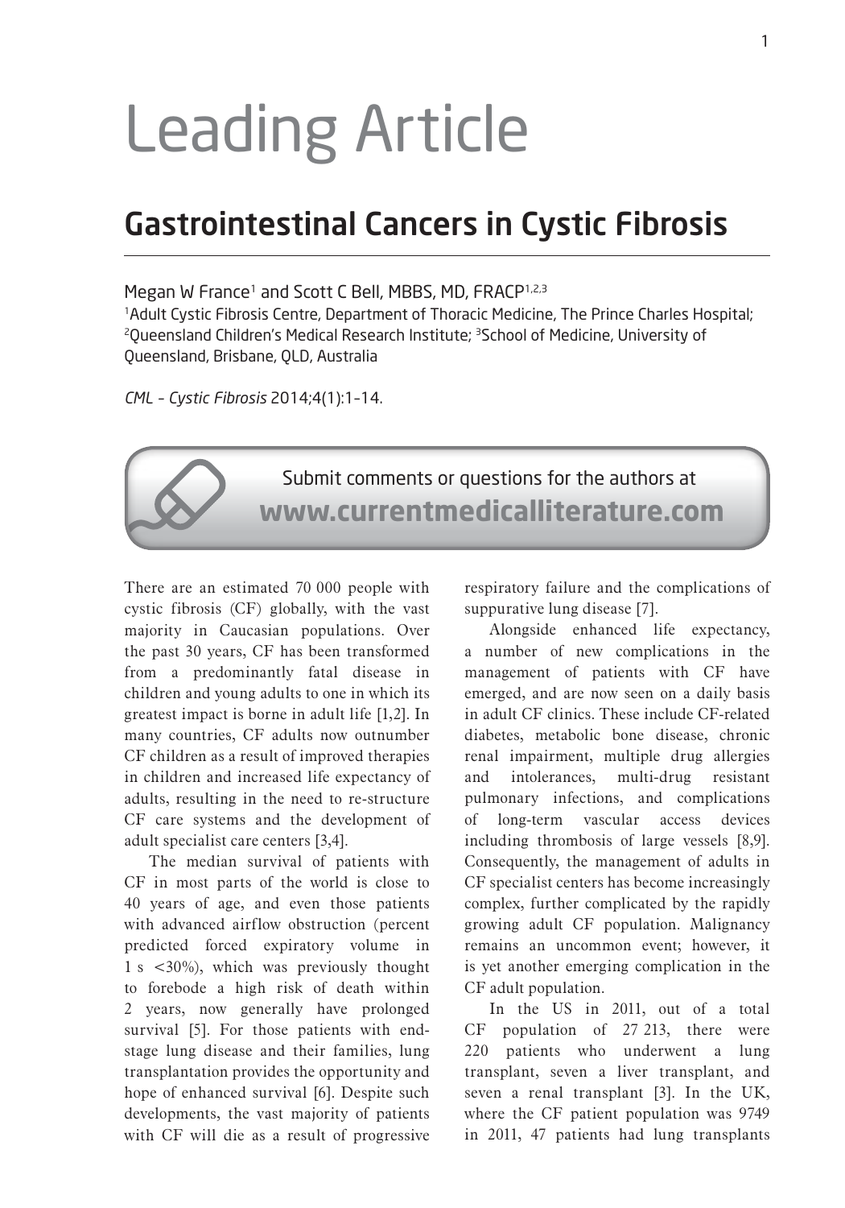Leading Article

# Gastrointestinal Cancers in Cystic Fibrosis

Megan W France[1] and Scott C Bell, MBBS, MD, FRACP[1,2,3]

[1]Adult Cystic Fibrosis Centre, Department of Thoracic Medicine, The Prince Charles Hospital; [2]Queensland Children's Medical Research Institute; [3]School of Medicine, University of Queensland, Brisbane, QLD, Australia

*CML – Cystic Fibrosis* 2014;4(1):1–14.

Submit comments or questions for the authors at **www.currentmedicalliterature.com**

There are an estimated 70 000 people with cystic fibrosis (CF) globally, with the vast majority in Caucasian populations. Over the past 30 years, CF has been transformed from a predominantly fatal disease in children and young adults to one in which its greatest impact is borne in adult life [1,2]. In many countries, CF adults now outnumber CF children as a result of improved therapies in children and increased life expectancy of adults, resulting in the need to re-structure CF care systems and the development of adult specialist care centers [3,4].

The median survival of patients with CF in most parts of the world is close to 40 years of age, and even those patients with advanced airflow obstruction (percent predicted forced expiratory volume in 1 s <30%), which was previously thought to forebode a high risk of death within 2 years, now generally have prolonged survival [5]. For those patients with end-stage lung disease and their families, lung transplantation provides the opportunity and hope of enhanced survival [6]. Despite such developments, the vast majority of patients with CF will die as a result of progressive respiratory failure and the complications of suppurative lung disease [7].

Alongside enhanced life expectancy, a number of new complications in the management of patients with CF have emerged, and are now seen on a daily basis in adult CF clinics. These include CF-related diabetes, metabolic bone disease, chronic renal impairment, multiple drug allergies and intolerances, multi-drug resistant pulmonary infections, and complications of long-term vascular access devices including thrombosis of large vessels [8,9]. Consequently, the management of adults in CF specialist centers has become increasingly complex, further complicated by the rapidly growing adult CF population. Malignancy remains an uncommon event; however, it is yet another emerging complication in the CF adult population.

In the US in 2011, out of a total CF population of 27 213, there were 220 patients who underwent a lung transplant, seven a liver transplant, and seven a renal transplant [3]. In the UK, where the CF patient population was 9749 in 2011, 47 patients had lung transplants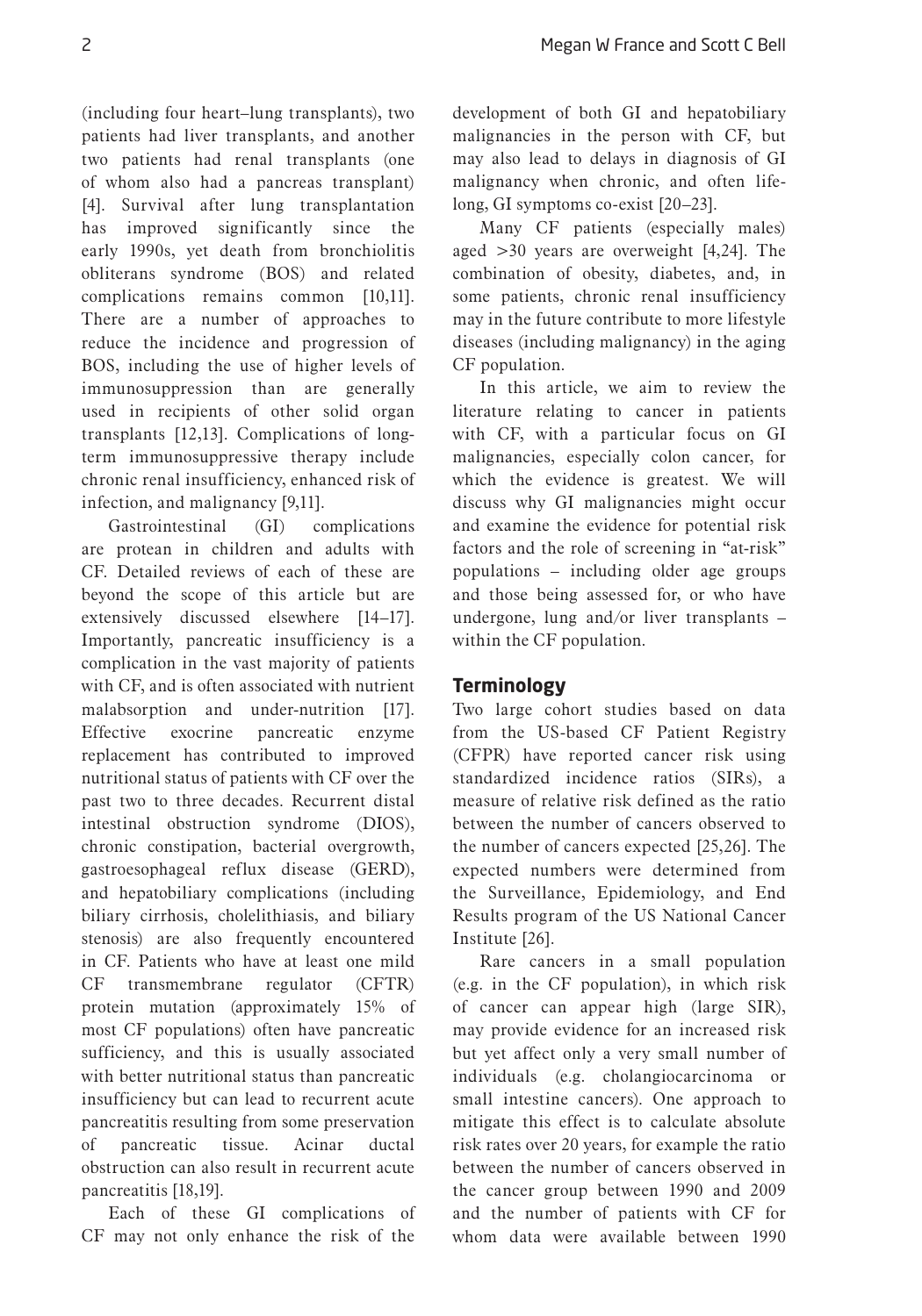(including four heart–lung transplants), two patients had liver transplants, and another two patients had renal transplants (one of whom also had a pancreas transplant) [4]. Survival after lung transplantation has improved significantly since the early 1990s, yet death from bronchiolitis obliterans syndrome (BOS) and related complications remains common [10,11]. There are a number of approaches to reduce the incidence and progression of BOS, including the use of higher levels of immunosuppression than are generally used in recipients of other solid organ transplants [12,13]. Complications of long-term immunosuppressive therapy include chronic renal insufficiency, enhanced risk of infection, and malignancy [9,11].

Gastrointestinal (GI) complications are protean in children and adults with CF. Detailed reviews of each of these are beyond the scope of this article but are extensively discussed elsewhere [14–17]. Importantly, pancreatic insufficiency is a complication in the vast majority of patients with CF, and is often associated with nutrient malabsorption and under-nutrition [17]. Effective exocrine pancreatic enzyme replacement has contributed to improved nutritional status of patients with CF over the past two to three decades. Recurrent distal intestinal obstruction syndrome (DIOS), chronic constipation, bacterial overgrowth, gastroesophageal reflux disease (GERD), and hepatobiliary complications (including biliary cirrhosis, cholelithiasis, and biliary stenosis) are also frequently encountered in CF. Patients who have at least one mild CF transmembrane regulator (CFTR) protein mutation (approximately 15% of most CF populations) often have pancreatic sufficiency, and this is usually associated with better nutritional status than pancreatic insufficiency but can lead to recurrent acute pancreatitis resulting from some preservation of pancreatic tissue. Acinar ductal obstruction can also result in recurrent acute pancreatitis [18,19].

Each of these GI complications of CF may not only enhance the risk of the development of both GI and hepatobiliary malignancies in the person with CF, but may also lead to delays in diagnosis of GI malignancy when chronic, and often life-long, GI symptoms co-exist [20–23].

Many CF patients (especially males) aged >30 years are overweight [4,24]. The combination of obesity, diabetes, and, in some patients, chronic renal insufficiency may in the future contribute to more lifestyle diseases (including malignancy) in the aging CF population.

In this article, we aim to review the literature relating to cancer in patients with CF, with a particular focus on GI malignancies, especially colon cancer, for which the evidence is greatest. We will discuss why GI malignancies might occur and examine the evidence for potential risk factors and the role of screening in "at-risk" populations – including older age groups and those being assessed for, or who have undergone, lung and/or liver transplants – within the CF population.

## Terminology

Two large cohort studies based on data from the US-based CF Patient Registry (CFPR) have reported cancer risk using standardized incidence ratios (SIRs), a measure of relative risk defined as the ratio between the number of cancers observed to the number of cancers expected [25,26]. The expected numbers were determined from the Surveillance, Epidemiology, and End Results program of the US National Cancer Institute [26].

Rare cancers in a small population (e.g. in the CF population), in which risk of cancer can appear high (large SIR), may provide evidence for an increased risk but yet affect only a very small number of individuals (e.g. cholangiocarcinoma or small intestine cancers). One approach to mitigate this effect is to calculate absolute risk rates over 20 years, for example the ratio between the number of cancers observed in the cancer group between 1990 and 2009 and the number of patients with CF for whom data were available between 1990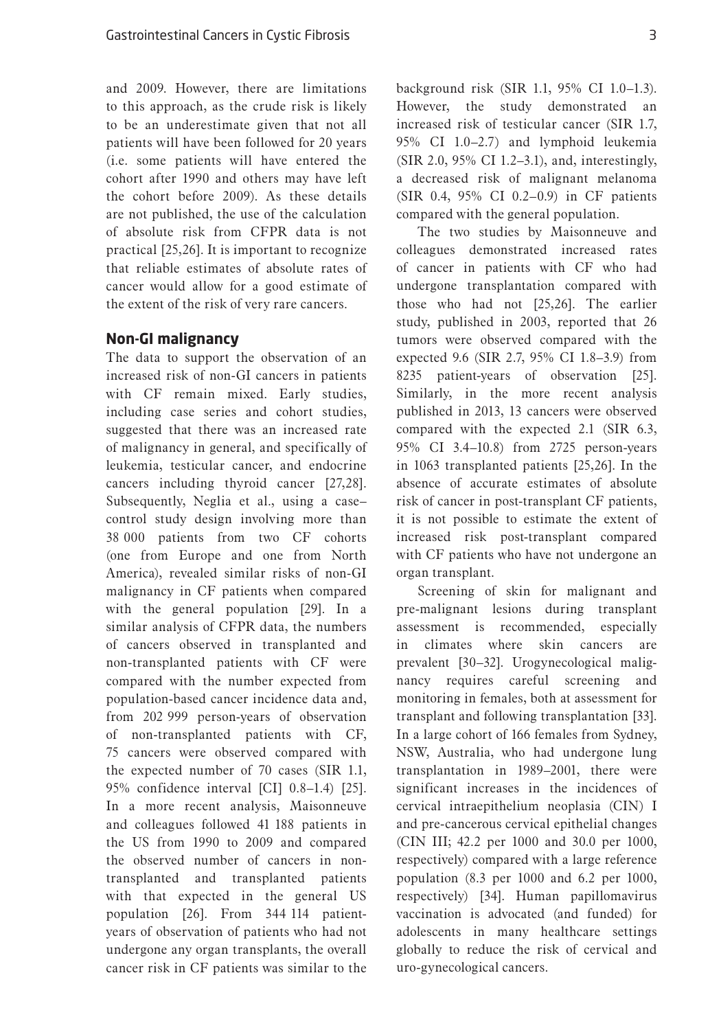and 2009. However, there are limitations to this approach, as the crude risk is likely to be an underestimate given that not all patients will have been followed for 20 years (i.e. some patients will have entered the cohort after 1990 and others may have left the cohort before 2009). As these details are not published, the use of the calculation of absolute risk from CFPR data is not practical [25,26]. It is important to recognize that reliable estimates of absolute rates of cancer would allow for a good estimate of the extent of the risk of very rare cancers.

## Non-GI malignancy

The data to support the observation of an increased risk of non-GI cancers in patients with CF remain mixed. Early studies, including case series and cohort studies, suggested that there was an increased rate of malignancy in general, and specifically of leukemia, testicular cancer, and endocrine cancers including thyroid cancer [27,28]. Subsequently, Neglia et al., using a case–control study design involving more than 38 000 patients from two CF cohorts (one from Europe and one from North America), revealed similar risks of non-GI malignancy in CF patients when compared with the general population [29]. In a similar analysis of CFPR data, the numbers of cancers observed in transplanted and non-transplanted patients with CF were compared with the number expected from population-based cancer incidence data and, from 202 999 person-years of observation of non-transplanted patients with CF, 75 cancers were observed compared with the expected number of 70 cases (SIR 1.1, 95% confidence interval [CI] 0.8–1.4) [25]. In a more recent analysis, Maisonneuve and colleagues followed 41 188 patients in the US from 1990 to 2009 and compared the observed number of cancers in non-transplanted and transplanted patients with that expected in the general US population [26]. From 344 114 patient-years of observation of patients who had not undergone any organ transplants, the overall cancer risk in CF patients was similar to the background risk (SIR 1.1, 95% CI 1.0–1.3). However, the study demonstrated an increased risk of testicular cancer (SIR 1.7, 95% CI 1.0–2.7) and lymphoid leukemia (SIR 2.0, 95% CI 1.2–3.1), and, interestingly, a decreased risk of malignant melanoma (SIR 0.4, 95% CI 0.2–0.9) in CF patients compared with the general population.

The two studies by Maisonneuve and colleagues demonstrated increased rates of cancer in patients with CF who had undergone transplantation compared with those who had not [25,26]. The earlier study, published in 2003, reported that 26 tumors were observed compared with the expected 9.6 (SIR 2.7, 95% CI 1.8–3.9) from 8235 patient-years of observation [25]. Similarly, in the more recent analysis published in 2013, 13 cancers were observed compared with the expected 2.1 (SIR 6.3, 95% CI 3.4–10.8) from 2725 person-years in 1063 transplanted patients [25,26]. In the absence of accurate estimates of absolute risk of cancer in post-transplant CF patients, it is not possible to estimate the extent of increased risk post-transplant compared with CF patients who have not undergone an organ transplant.

Screening of skin for malignant and pre-malignant lesions during transplant assessment is recommended, especially in climates where skin cancers are prevalent [30–32]. Urogynecological malignancy requires careful screening and monitoring in females, both at assessment for transplant and following transplantation [33]. In a large cohort of 166 females from Sydney, NSW, Australia, who had undergone lung transplantation in 1989–2001, there were significant increases in the incidences of cervical intraepithelium neoplasia (CIN) I and pre-cancerous cervical epithelial changes (CIN III; 42.2 per 1000 and 30.0 per 1000, respectively) compared with a large reference population (8.3 per 1000 and 6.2 per 1000, respectively) [34]. Human papillomavirus vaccination is advocated (and funded) for adolescents in many healthcare settings globally to reduce the risk of cervical and uro-gynecological cancers.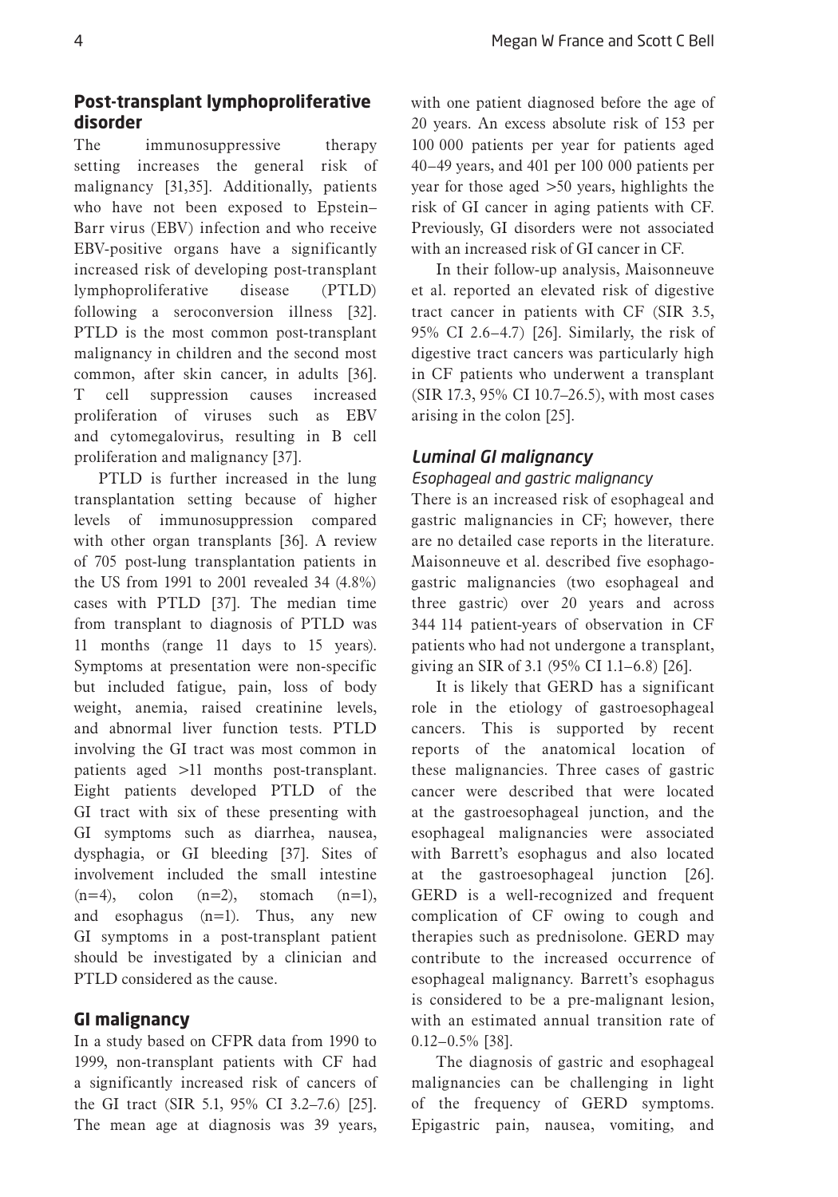## Post-transplant lymphoproliferative disorder

The immunosuppressive therapy setting increases the general risk of malignancy [31,35]. Additionally, patients who have not been exposed to Epstein–Barr virus (EBV) infection and who receive EBV-positive organs have a significantly increased risk of developing post-transplant lymphoproliferative disease (PTLD) following a seroconversion illness [32]. PTLD is the most common post-transplant malignancy in children and the second most common, after skin cancer, in adults [36]. T cell suppression causes increased proliferation of viruses such as EBV and cytomegalovirus, resulting in B cell proliferation and malignancy [37].

PTLD is further increased in the lung transplantation setting because of higher levels of immunosuppression compared with other organ transplants [36]. A review of 705 post-lung transplantation patients in the US from 1991 to 2001 revealed 34 (4.8%) cases with PTLD [37]. The median time from transplant to diagnosis of PTLD was 11 months (range 11 days to 15 years). Symptoms at presentation were non-specific but included fatigue, pain, loss of body weight, anemia, raised creatinine levels, and abnormal liver function tests. PTLD involving the GI tract was most common in patients aged >11 months post-transplant. Eight patients developed PTLD of the GI tract with six of these presenting with GI symptoms such as diarrhea, nausea, dysphagia, or GI bleeding [37]. Sites of involvement included the small intestine (n=4), colon (n=2), stomach (n=1), and esophagus (n=1). Thus, any new GI symptoms in a post-transplant patient should be investigated by a clinician and PTLD considered as the cause.

## GI malignancy

In a study based on CFPR data from 1990 to 1999, non-transplant patients with CF had a significantly increased risk of cancers of the GI tract (SIR 5.1, 95% CI 3.2–7.6) [25]. The mean age at diagnosis was 39 years, with one patient diagnosed before the age of 20 years. An excess absolute risk of 153 per 100 000 patients per year for patients aged 40–49 years, and 401 per 100 000 patients per year for those aged >50 years, highlights the risk of GI cancer in aging patients with CF. Previously, GI disorders were not associated with an increased risk of GI cancer in CF.

In their follow-up analysis, Maisonneuve et al. reported an elevated risk of digestive tract cancer in patients with CF (SIR 3.5, 95% CI 2.6–4.7) [26]. Similarly, the risk of digestive tract cancers was particularly high in CF patients who underwent a transplant (SIR 17.3, 95% CI 10.7–26.5), with most cases arising in the colon [25].

### *Luminal GI malignancy*

#### *Esophageal and gastric malignancy*

There is an increased risk of esophageal and gastric malignancies in CF; however, there are no detailed case reports in the literature. Maisonneuve et al. described five esophago-gastric malignancies (two esophageal and three gastric) over 20 years and across 344 114 patient-years of observation in CF patients who had not undergone a transplant, giving an SIR of 3.1 (95% CI 1.1–6.8) [26].

It is likely that GERD has a significant role in the etiology of gastroesophageal cancers. This is supported by recent reports of the anatomical location of these malignancies. Three cases of gastric cancer were described that were located at the gastroesophageal junction, and the esophageal malignancies were associated with Barrett's esophagus and also located at the gastroesophageal junction [26]. GERD is a well-recognized and frequent complication of CF owing to cough and therapies such as prednisolone. GERD may contribute to the increased occurrence of esophageal malignancy. Barrett's esophagus is considered to be a pre-malignant lesion, with an estimated annual transition rate of 0.12–0.5% [38].

The diagnosis of gastric and esophageal malignancies can be challenging in light of the frequency of GERD symptoms. Epigastric pain, nausea, vomiting, and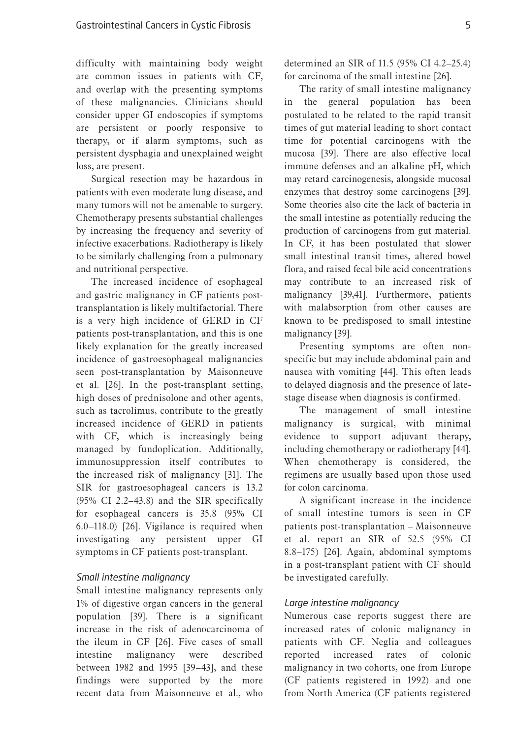difficulty with maintaining body weight are common issues in patients with CF, and overlap with the presenting symptoms of these malignancies. Clinicians should consider upper GI endoscopies if symptoms are persistent or poorly responsive to therapy, or if alarm symptoms, such as persistent dysphagia and unexplained weight loss, are present.

Surgical resection may be hazardous in patients with even moderate lung disease, and many tumors will not be amenable to surgery. Chemotherapy presents substantial challenges by increasing the frequency and severity of infective exacerbations. Radiotherapy is likely to be similarly challenging from a pulmonary and nutritional perspective.

The increased incidence of esophageal and gastric malignancy in CF patients post-transplantation is likely multifactorial. There is a very high incidence of GERD in CF patients post-transplantation, and this is one likely explanation for the greatly increased incidence of gastroesophageal malignancies seen post-transplantation by Maisonneuve et al. [26]. In the post-transplant setting, high doses of prednisolone and other agents, such as tacrolimus, contribute to the greatly increased incidence of GERD in patients with CF, which is increasingly being managed by fundoplication. Additionally, immunosuppression itself contributes to the increased risk of malignancy [31]. The SIR for gastroesophageal cancers is 13.2 (95% CI 2.2–43.8) and the SIR specifically for esophageal cancers is 35.8 (95% CI 6.0–118.0) [26]. Vigilance is required when investigating any persistent upper GI symptoms in CF patients post-transplant.

### *Small intestine malignancy*

Small intestine malignancy represents only 1% of digestive organ cancers in the general population [39]. There is a significant increase in the risk of adenocarcinoma of the ileum in CF [26]. Five cases of small intestine malignancy were described between 1982 and 1995 [39–43], and these findings were supported by the more recent data from Maisonneuve et al., who determined an SIR of 11.5 (95% CI 4.2–25.4) for carcinoma of the small intestine [26].

The rarity of small intestine malignancy in the general population has been postulated to be related to the rapid transit times of gut material leading to short contact time for potential carcinogens with the mucosa [39]. There are also effective local immune defenses and an alkaline pH, which may retard carcinogenesis, alongside mucosal enzymes that destroy some carcinogens [39]. Some theories also cite the lack of bacteria in the small intestine as potentially reducing the production of carcinogens from gut material. In CF, it has been postulated that slower small intestinal transit times, altered bowel flora, and raised fecal bile acid concentrations may contribute to an increased risk of malignancy [39,41]. Furthermore, patients with malabsorption from other causes are known to be predisposed to small intestine malignancy [39].

Presenting symptoms are often non-specific but may include abdominal pain and nausea with vomiting [44]. This often leads to delayed diagnosis and the presence of late-stage disease when diagnosis is confirmed.

The management of small intestine malignancy is surgical, with minimal evidence to support adjuvant therapy, including chemotherapy or radiotherapy [44]. When chemotherapy is considered, the regimens are usually based upon those used for colon carcinoma.

A significant increase in the incidence of small intestine tumors is seen in CF patients post-transplantation – Maisonneuve et al. report an SIR of 52.5 (95% CI 8.8–175) [26]. Again, abdominal symptoms in a post-transplant patient with CF should be investigated carefully.

### *Large intestine malignancy*

Numerous case reports suggest there are increased rates of colonic malignancy in patients with CF. Neglia and colleagues reported increased rates of colonic malignancy in two cohorts, one from Europe (CF patients registered in 1992) and one from North America (CF patients registered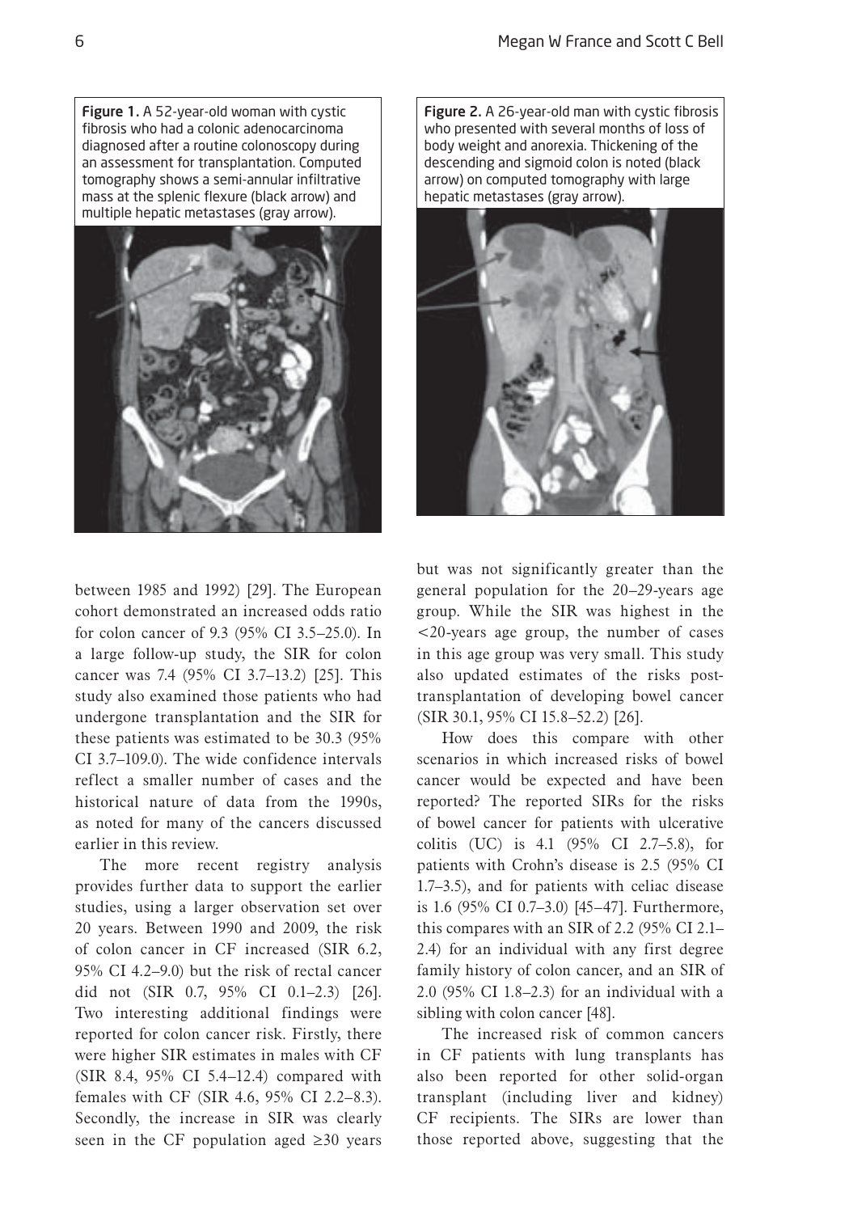Figure 1. A 52-year-old woman with cystic fibrosis who had a colonic adenocarcinoma diagnosed after a routine colonoscopy during an assessment for transplantation. Computed tomography shows a semi-annular infiltrative mass at the splenic flexure (black arrow) and multiple hepatic metastases (gray arrow).

Figure 2. A 26-year-old man with cystic fibrosis who presented with several months of loss of body weight and anorexia. Thickening of the descending and sigmoid colon is noted (black arrow) on computed tomography with large hepatic metastases (gray arrow).

between 1985 and 1992) [29]. The European cohort demonstrated an increased odds ratio for colon cancer of 9.3 (95% CI 3.5–25.0). In a large follow-up study, the SIR for colon cancer was 7.4 (95% CI 3.7–13.2) [25]. This study also examined those patients who had undergone transplantation and the SIR for these patients was estimated to be 30.3 (95% CI 3.7–109.0). The wide confidence intervals reflect a smaller number of cases and the historical nature of data from the 1990s, as noted for many of the cancers discussed earlier in this review.

The more recent registry analysis provides further data to support the earlier studies, using a larger observation set over 20 years. Between 1990 and 2009, the risk of colon cancer in CF increased (SIR 6.2, 95% CI 4.2–9.0) but the risk of rectal cancer did not (SIR 0.7, 95% CI 0.1–2.3) [26]. Two interesting additional findings were reported for colon cancer risk. Firstly, there were higher SIR estimates in males with CF (SIR 8.4, 95% CI 5.4–12.4) compared with females with CF (SIR 4.6, 95% CI 2.2–8.3). Secondly, the increase in SIR was clearly seen in the CF population aged ≥30 years but was not significantly greater than the general population for the 20–29-years age group. While the SIR was highest in the <20-years age group, the number of cases in this age group was very small. This study also updated estimates of the risks post-transplantation of developing bowel cancer (SIR 30.1, 95% CI 15.8–52.2) [26].

How does this compare with other scenarios in which increased risks of bowel cancer would be expected and have been reported? The reported SIRs for the risks of bowel cancer for patients with ulcerative colitis (UC) is 4.1 (95% CI 2.7–5.8), for patients with Crohn's disease is 2.5 (95% CI 1.7–3.5), and for patients with celiac disease is 1.6 (95% CI 0.7–3.0) [45–47]. Furthermore, this compares with an SIR of 2.2 (95% CI 2.1–2.4) for an individual with any first degree family history of colon cancer, and an SIR of 2.0 (95% CI 1.8–2.3) for an individual with a sibling with colon cancer [48].

The increased risk of common cancers in CF patients with lung transplants has also been reported for other solid-organ transplant (including liver and kidney) CF recipients. The SIRs are lower than those reported above, suggesting that the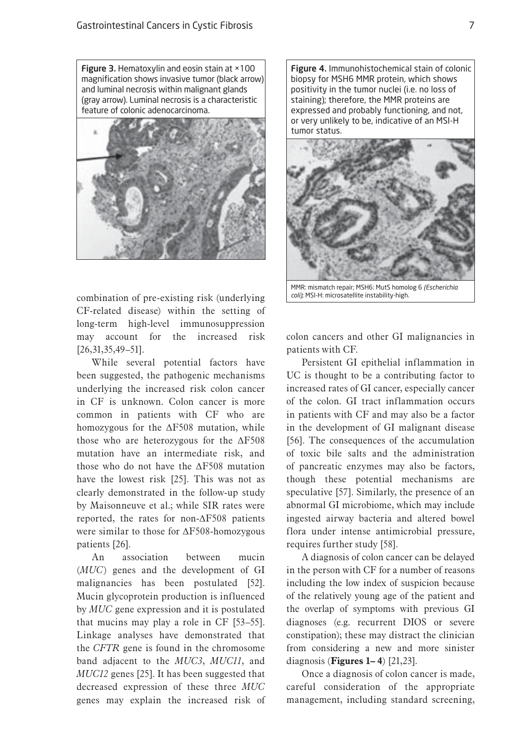Figure 3. Hematoxylin and eosin stain at ×100 magnification shows invasive tumor (black arrow) and luminal necrosis within malignant glands (gray arrow). Luminal necrosis is a characteristic feature of colonic adenocarcinoma.

Figure 4. Immunohistochemical stain of colonic biopsy for MSH6 MMR protein, which shows positivity in the tumor nuclei (i.e. no loss of staining); therefore, the MMR proteins are expressed and probably functioning, and not, or very unlikely to be, indicative of an MSI-H tumor status.

MMR: mismatch repair; MSH6: MutS homolog 6 *(Escherichia coli)*; MSI-H: microsatellite instability-high.

combination of pre-existing risk (underlying CF-related disease) within the setting of long-term high-level immunosuppression may account for the increased risk [26,31,35,49–51].

While several potential factors have been suggested, the pathogenic mechanisms underlying the increased risk colon cancer in CF is unknown. Colon cancer is more common in patients with CF who are homozygous for the ΔF508 mutation, while those who are heterozygous for the ΔF508 mutation have an intermediate risk, and those who do not have the ΔF508 mutation have the lowest risk [25]. This was not as clearly demonstrated in the follow-up study by Maisonneuve et al.; while SIR rates were reported, the rates for non-ΔF508 patients were similar to those for ΔF508-homozygous patients [26].

An association between mucin (*MUC*) genes and the development of GI malignancies has been postulated [52]. Mucin glycoprotein production is influenced by *MUC* gene expression and it is postulated that mucins may play a role in CF [53–55]. Linkage analyses have demonstrated that the *CFTR* gene is found in the chromosome band adjacent to the *MUC3*, *MUC11*, and *MUC12* genes [25]. It has been suggested that decreased expression of these three *MUC* genes may explain the increased risk of colon cancers and other GI malignancies in patients with CF.

Persistent GI epithelial inflammation in UC is thought to be a contributing factor to increased rates of GI cancer, especially cancer of the colon. GI tract inflammation occurs in patients with CF and may also be a factor in the development of GI malignant disease [56]. The consequences of the accumulation of toxic bile salts and the administration of pancreatic enzymes may also be factors, though these potential mechanisms are speculative [57]. Similarly, the presence of an abnormal GI microbiome, which may include ingested airway bacteria and altered bowel flora under intense antimicrobial pressure, requires further study [58].

A diagnosis of colon cancer can be delayed in the person with CF for a number of reasons including the low index of suspicion because of the relatively young age of the patient and the overlap of symptoms with previous GI diagnoses (e.g. recurrent DIOS or severe constipation); these may distract the clinician from considering a new and more sinister diagnosis (**Figures 1– 4**) [21,23].

Once a diagnosis of colon cancer is made, careful consideration of the appropriate management, including standard screening,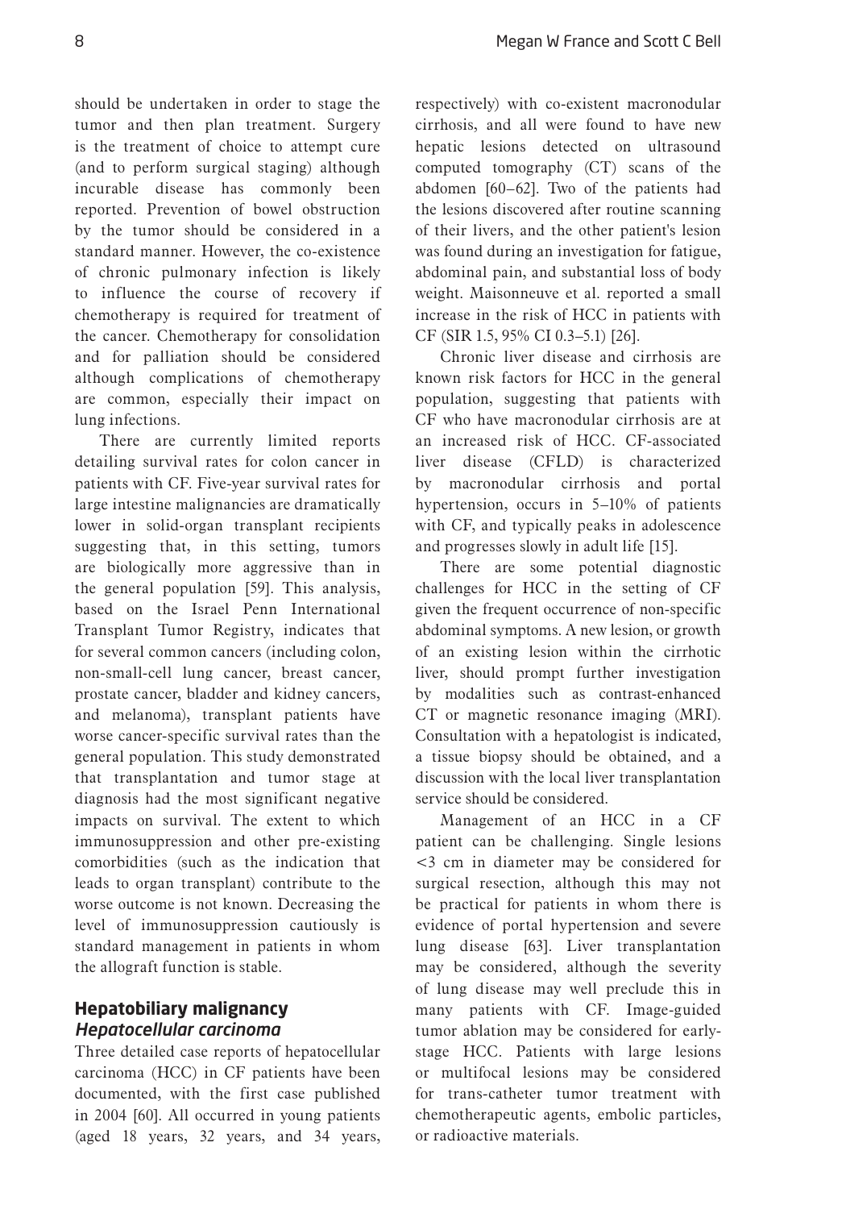should be undertaken in order to stage the tumor and then plan treatment. Surgery is the treatment of choice to attempt cure (and to perform surgical staging) although incurable disease has commonly been reported. Prevention of bowel obstruction by the tumor should be considered in a standard manner. However, the co-existence of chronic pulmonary infection is likely to influence the course of recovery if chemotherapy is required for treatment of the cancer. Chemotherapy for consolidation and for palliation should be considered although complications of chemotherapy are common, especially their impact on lung infections.

There are currently limited reports detailing survival rates for colon cancer in patients with CF. Five-year survival rates for large intestine malignancies are dramatically lower in solid-organ transplant recipients suggesting that, in this setting, tumors are biologically more aggressive than in the general population [59]. This analysis, based on the Israel Penn International Transplant Tumor Registry, indicates that for several common cancers (including colon, non-small-cell lung cancer, breast cancer, prostate cancer, bladder and kidney cancers, and melanoma), transplant patients have worse cancer-specific survival rates than the general population. This study demonstrated that transplantation and tumor stage at diagnosis had the most significant negative impacts on survival. The extent to which immunosuppression and other pre-existing comorbidities (such as the indication that leads to organ transplant) contribute to the worse outcome is not known. Decreasing the level of immunosuppression cautiously is standard management in patients in whom the allograft function is stable.

## Hepatobiliary malignancy

### *Hepatocellular carcinoma*

Three detailed case reports of hepatocellular carcinoma (HCC) in CF patients have been documented, with the first case published in 2004 [60]. All occurred in young patients (aged 18 years, 32 years, and 34 years, respectively) with co-existent macronodular cirrhosis, and all were found to have new hepatic lesions detected on ultrasound computed tomography (CT) scans of the abdomen [60–62]. Two of the patients had the lesions discovered after routine scanning of their livers, and the other patient's lesion was found during an investigation for fatigue, abdominal pain, and substantial loss of body weight. Maisonneuve et al. reported a small increase in the risk of HCC in patients with CF (SIR 1.5, 95% CI 0.3–5.1) [26].

Chronic liver disease and cirrhosis are known risk factors for HCC in the general population, suggesting that patients with CF who have macronodular cirrhosis are at an increased risk of HCC. CF-associated liver disease (CFLD) is characterized by macronodular cirrhosis and portal hypertension, occurs in 5–10% of patients with CF, and typically peaks in adolescence and progresses slowly in adult life [15].

There are some potential diagnostic challenges for HCC in the setting of CF given the frequent occurrence of non-specific abdominal symptoms. A new lesion, or growth of an existing lesion within the cirrhotic liver, should prompt further investigation by modalities such as contrast-enhanced CT or magnetic resonance imaging (MRI). Consultation with a hepatologist is indicated, a tissue biopsy should be obtained, and a discussion with the local liver transplantation service should be considered.

Management of an HCC in a CF patient can be challenging. Single lesions <3 cm in diameter may be considered for surgical resection, although this may not be practical for patients in whom there is evidence of portal hypertension and severe lung disease [63]. Liver transplantation may be considered, although the severity of lung disease may well preclude this in many patients with CF. Image-guided tumor ablation may be considered for early-stage HCC. Patients with large lesions or multifocal lesions may be considered for trans-catheter tumor treatment with chemotherapeutic agents, embolic particles, or radioactive materials.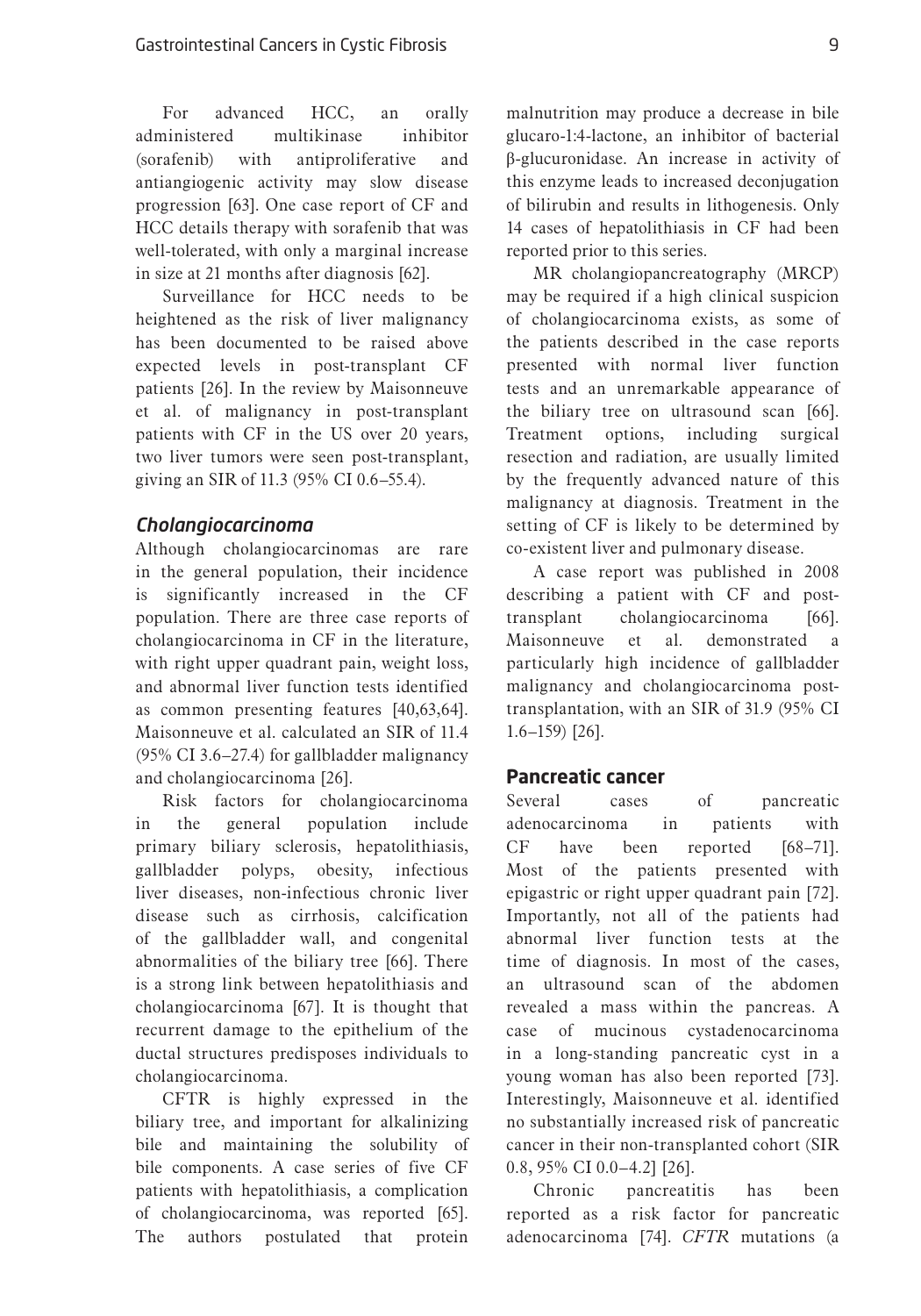For advanced HCC, an orally administered multikinase inhibitor (sorafenib) with antiproliferative and antiangiogenic activity may slow disease progression [63]. One case report of CF and HCC details therapy with sorafenib that was well-tolerated, with only a marginal increase in size at 21 months after diagnosis [62].

Surveillance for HCC needs to be heightened as the risk of liver malignancy has been documented to be raised above expected levels in post-transplant CF patients [26]. In the review by Maisonneuve et al. of malignancy in post-transplant patients with CF in the US over 20 years, two liver tumors were seen post-transplant, giving an SIR of 11.3 (95% CI 0.6–55.4).

### *Cholangiocarcinoma*

Although cholangiocarcinomas are rare in the general population, their incidence is significantly increased in the CF population. There are three case reports of cholangiocarcinoma in CF in the literature, with right upper quadrant pain, weight loss, and abnormal liver function tests identified as common presenting features [40,63,64]. Maisonneuve et al. calculated an SIR of 11.4 (95% CI 3.6–27.4) for gallbladder malignancy and cholangiocarcinoma [26].

Risk factors for cholangiocarcinoma in the general population include primary biliary sclerosis, hepatolithiasis, gallbladder polyps, obesity, infectious liver diseases, non-infectious chronic liver disease such as cirrhosis, calcification of the gallbladder wall, and congenital abnormalities of the biliary tree [66]. There is a strong link between hepatolithiasis and cholangiocarcinoma [67]. It is thought that recurrent damage to the epithelium of the ductal structures predisposes individuals to cholangiocarcinoma.

CFTR is highly expressed in the biliary tree, and important for alkalinizing bile and maintaining the solubility of bile components. A case series of five CF patients with hepatolithiasis, a complication of cholangiocarcinoma, was reported [65]. The authors postulated that protein malnutrition may produce a decrease in bile glucaro-1:4-lactone, an inhibitor of bacterial β-glucuronidase. An increase in activity of this enzyme leads to increased deconjugation of bilirubin and results in lithogenesis. Only 14 cases of hepatolithiasis in CF had been reported prior to this series.

MR cholangiopancreatography (MRCP) may be required if a high clinical suspicion of cholangiocarcinoma exists, as some of the patients described in the case reports presented with normal liver function tests and an unremarkable appearance of the biliary tree on ultrasound scan [66]. Treatment options, including surgical resection and radiation, are usually limited by the frequently advanced nature of this malignancy at diagnosis. Treatment in the setting of CF is likely to be determined by co-existent liver and pulmonary disease.

A case report was published in 2008 describing a patient with CF and post-transplant cholangiocarcinoma [66]. Maisonneuve et al. demonstrated a particularly high incidence of gallbladder malignancy and cholangiocarcinoma post-transplantation, with an SIR of 31.9 (95% CI 1.6–159) [26].

## **Pancreatic cancer**

Several cases of pancreatic adenocarcinoma in patients with CF have been reported [68–71]. Most of the patients presented with epigastric or right upper quadrant pain [72]. Importantly, not all of the patients had abnormal liver function tests at the time of diagnosis. In most of the cases, an ultrasound scan of the abdomen revealed a mass within the pancreas. A case of mucinous cystadenocarcinoma in a long-standing pancreatic cyst in a young woman has also been reported [73]. Interestingly, Maisonneuve et al. identified no substantially increased risk of pancreatic cancer in their non-transplanted cohort (SIR 0.8, 95% CI 0.0–4.2] [26].

Chronic pancreatitis has been reported as a risk factor for pancreatic adenocarcinoma [74]. *CFTR* mutations (a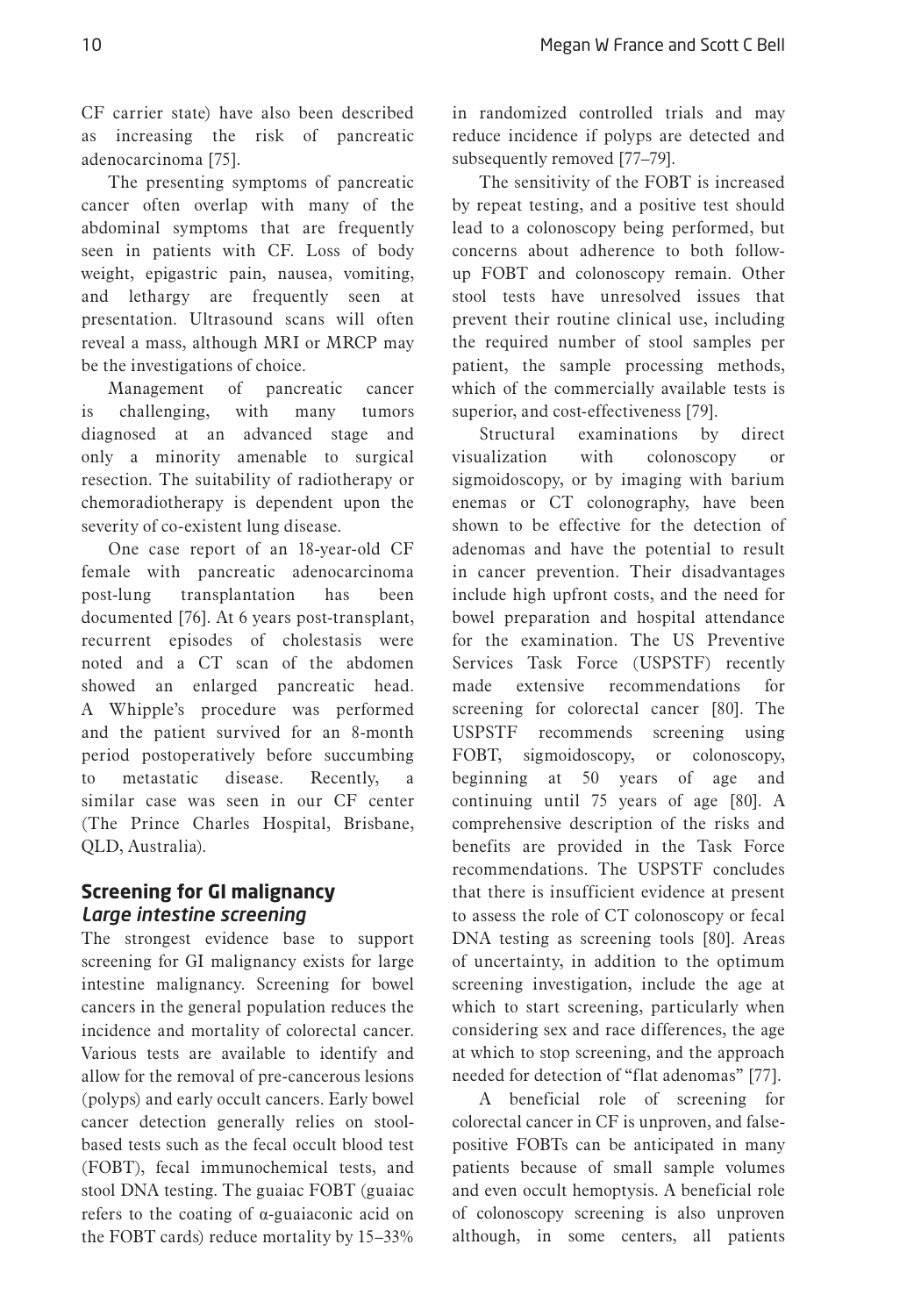CF carrier state) have also been described as increasing the risk of pancreatic adenocarcinoma [75].

The presenting symptoms of pancreatic cancer often overlap with many of the abdominal symptoms that are frequently seen in patients with CF. Loss of body weight, epigastric pain, nausea, vomiting, and lethargy are frequently seen at presentation. Ultrasound scans will often reveal a mass, although MRI or MRCP may be the investigations of choice.

Management of pancreatic cancer is challenging, with many tumors diagnosed at an advanced stage and only a minority amenable to surgical resection. The suitability of radiotherapy or chemoradiotherapy is dependent upon the severity of co-existent lung disease.

One case report of an 18-year-old CF female with pancreatic adenocarcinoma post-lung transplantation has been documented [76]. At 6 years post-transplant, recurrent episodes of cholestasis were noted and a CT scan of the abdomen showed an enlarged pancreatic head. A Whipple's procedure was performed and the patient survived for an 8-month period postoperatively before succumbing to metastatic disease. Recently, a similar case was seen in our CF center (The Prince Charles Hospital, Brisbane, QLD, Australia).

## Screening for GI malignancy

### *Large intestine screening*

The strongest evidence base to support screening for GI malignancy exists for large intestine malignancy. Screening for bowel cancers in the general population reduces the incidence and mortality of colorectal cancer. Various tests are available to identify and allow for the removal of pre-cancerous lesions (polyps) and early occult cancers. Early bowel cancer detection generally relies on stool-based tests such as the fecal occult blood test (FOBT), fecal immunochemical tests, and stool DNA testing. The guaiac FOBT (guaiac refers to the coating of α-guaiaconic acid on the FOBT cards) reduce mortality by 15–33% in randomized controlled trials and may reduce incidence if polyps are detected and subsequently removed [77–79].

The sensitivity of the FOBT is increased by repeat testing, and a positive test should lead to a colonoscopy being performed, but concerns about adherence to both follow-up FOBT and colonoscopy remain. Other stool tests have unresolved issues that prevent their routine clinical use, including the required number of stool samples per patient, the sample processing methods, which of the commercially available tests is superior, and cost-effectiveness [79].

Structural examinations by direct visualization with colonoscopy or sigmoidoscopy, or by imaging with barium enemas or CT colonography, have been shown to be effective for the detection of adenomas and have the potential to result in cancer prevention. Their disadvantages include high upfront costs, and the need for bowel preparation and hospital attendance for the examination. The US Preventive Services Task Force (USPSTF) recently made extensive recommendations for screening for colorectal cancer [80]. The USPSTF recommends screening using FOBT, sigmoidoscopy, or colonoscopy, beginning at 50 years of age and continuing until 75 years of age [80]. A comprehensive description of the risks and benefits are provided in the Task Force recommendations. The USPSTF concludes that there is insufficient evidence at present to assess the role of CT colonoscopy or fecal DNA testing as screening tools [80]. Areas of uncertainty, in addition to the optimum screening investigation, include the age at which to start screening, particularly when considering sex and race differences, the age at which to stop screening, and the approach needed for detection of "flat adenomas" [77].

A beneficial role of screening for colorectal cancer in CF is unproven, and false-positive FOBTs can be anticipated in many patients because of small sample volumes and even occult hemoptysis. A beneficial role of colonoscopy screening is also unproven although, in some centers, all patients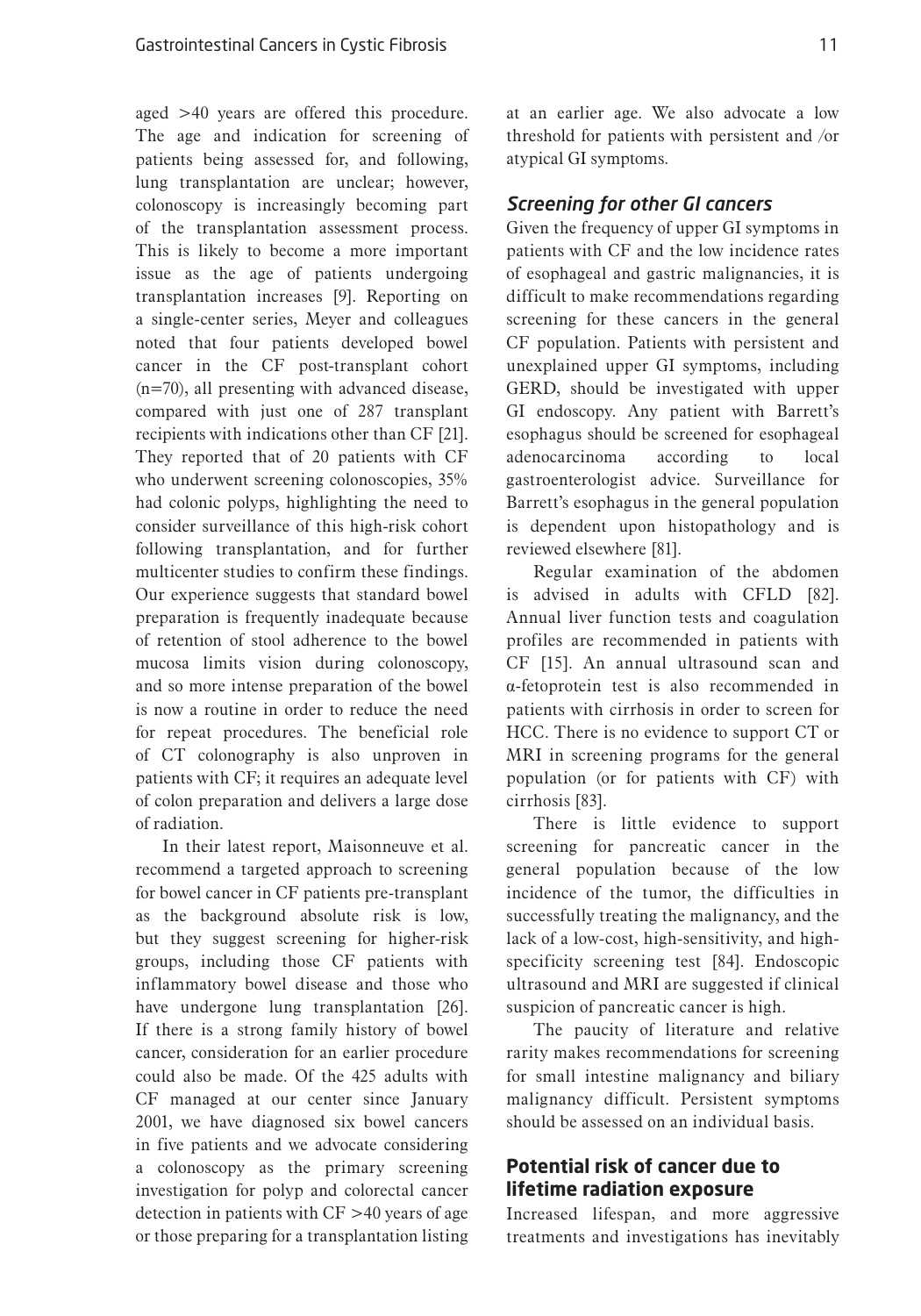aged >40 years are offered this procedure. The age and indication for screening of patients being assessed for, and following, lung transplantation are unclear; however, colonoscopy is increasingly becoming part of the transplantation assessment process. This is likely to become a more important issue as the age of patients undergoing transplantation increases [9]. Reporting on a single-center series, Meyer and colleagues noted that four patients developed bowel cancer in the CF post-transplant cohort (n=70), all presenting with advanced disease, compared with just one of 287 transplant recipients with indications other than CF [21]. They reported that of 20 patients with CF who underwent screening colonoscopies, 35% had colonic polyps, highlighting the need to consider surveillance of this high-risk cohort following transplantation, and for further multicenter studies to confirm these findings. Our experience suggests that standard bowel preparation is frequently inadequate because of retention of stool adherence to the bowel mucosa limits vision during colonoscopy, and so more intense preparation of the bowel is now a routine in order to reduce the need for repeat procedures. The beneficial role of CT colonography is also unproven in patients with CF; it requires an adequate level of colon preparation and delivers a large dose of radiation.

In their latest report, Maisonneuve et al. recommend a targeted approach to screening for bowel cancer in CF patients pre-transplant as the background absolute risk is low, but they suggest screening for higher-risk groups, including those CF patients with inflammatory bowel disease and those who have undergone lung transplantation [26]. If there is a strong family history of bowel cancer, consideration for an earlier procedure could also be made. Of the 425 adults with CF managed at our center since January 2001, we have diagnosed six bowel cancers in five patients and we advocate considering a colonoscopy as the primary screening investigation for polyp and colorectal cancer detection in patients with CF >40 years of age or those preparing for a transplantation listing at an earlier age. We also advocate a low threshold for patients with persistent and /or atypical GI symptoms.

### *Screening for other GI cancers*

Given the frequency of upper GI symptoms in patients with CF and the low incidence rates of esophageal and gastric malignancies, it is difficult to make recommendations regarding screening for these cancers in the general CF population. Patients with persistent and unexplained upper GI symptoms, including GERD, should be investigated with upper GI endoscopy. Any patient with Barrett's esophagus should be screened for esophageal adenocarcinoma according to local gastroenterologist advice. Surveillance for Barrett's esophagus in the general population is dependent upon histopathology and is reviewed elsewhere [81].

Regular examination of the abdomen is advised in adults with CFLD [82]. Annual liver function tests and coagulation profiles are recommended in patients with CF [15]. An annual ultrasound scan and α-fetoprotein test is also recommended in patients with cirrhosis in order to screen for HCC. There is no evidence to support CT or MRI in screening programs for the general population (or for patients with CF) with cirrhosis [83].

There is little evidence to support screening for pancreatic cancer in the general population because of the low incidence of the tumor, the difficulties in successfully treating the malignancy, and the lack of a low-cost, high-sensitivity, and high-specificity screening test [84]. Endoscopic ultrasound and MRI are suggested if clinical suspicion of pancreatic cancer is high.

The paucity of literature and relative rarity makes recommendations for screening for small intestine malignancy and biliary malignancy difficult. Persistent symptoms should be assessed on an individual basis.

## **Potential risk of cancer due to lifetime radiation exposure**

Increased lifespan, and more aggressive treatments and investigations has inevitably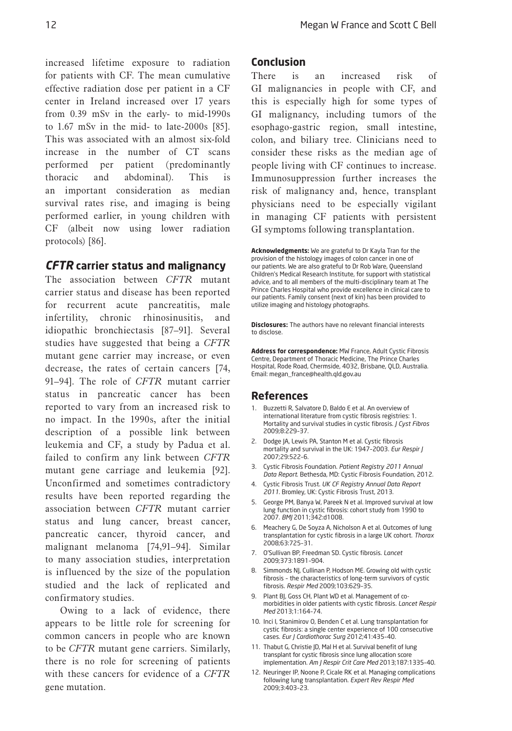increased lifetime exposure to radiation for patients with CF. The mean cumulative effective radiation dose per patient in a CF center in Ireland increased over 17 years from 0.39 mSv in the early- to mid-1990s to 1.67 mSv in the mid- to late-2000s [85]. This was associated with an almost six-fold increase in the number of CT scans performed per patient (predominantly thoracic and abdominal). This is an important consideration as median survival rates rise, and imaging is being performed earlier, in young children with CF (albeit now using lower radiation protocols) [86].

## *CFTR* carrier status and malignancy

The association between *CFTR* mutant carrier status and disease has been reported for recurrent acute pancreatitis, male infertility, chronic rhinosinusitis, and idiopathic bronchiectasis [87–91]. Several studies have suggested that being a *CFTR* mutant gene carrier may increase, or even decrease, the rates of certain cancers [74, 91–94]. The role of *CFTR* mutant carrier status in pancreatic cancer has been reported to vary from an increased risk to no impact. In the 1990s, after the initial description of a possible link between leukemia and CF, a study by Padua et al. failed to confirm any link between *CFTR* mutant gene carriage and leukemia [92]. Unconfirmed and sometimes contradictory results have been reported regarding the association between *CFTR* mutant carrier status and lung cancer, breast cancer, pancreatic cancer, thyroid cancer, and malignant melanoma [74,91–94]. Similar to many association studies, interpretation is influenced by the size of the population studied and the lack of replicated and confirmatory studies.

Owing to a lack of evidence, there appears to be little role for screening for common cancers in people who are known to be *CFTR* mutant gene carriers. Similarly, there is no role for screening of patients with these cancers for evidence of a *CFTR* gene mutation.

## Conclusion

There is an increased risk of GI malignancies in people with CF, and this is especially high for some types of GI malignancy, including tumors of the esophago-gastric region, small intestine, colon, and biliary tree. Clinicians need to consider these risks as the median age of people living with CF continues to increase. Immunosuppression further increases the risk of malignancy and, hence, transplant physicians need to be especially vigilant in managing CF patients with persistent GI symptoms following transplantation.

**Acknowledgments:** We are grateful to Dr Kayla Tran for the provision of the histology images of colon cancer in one of our patients. We are also grateful to Dr Rob Ware, Queensland Children's Medical Research Institute, for support with statistical advice, and to all members of the multi-disciplinary team at The Prince Charles Hospital who provide excellence in clinical care to our patients. Family consent (next of kin) has been provided to utilize imaging and histology photographs.

**Disclosures:** The authors have no relevant financial interests to disclose.

**Address for correspondence:** MW France, Adult Cystic Fibrosis Centre, Department of Thoracic Medicine, The Prince Charles Hospital, Rode Road, Chermside, 4032, Brisbane, QLD, Australia. Email: megan_france@health.qld.gov.au

## References

1. Buzzetti R, Salvatore D, Baldo E et al. An overview of international literature from cystic fibrosis registries: 1. Mortality and survival studies in cystic fibrosis. *J Cyst Fibros* 2009;8:229–37.
2. Dodge JA, Lewis PA, Stanton M et al. Cystic fibrosis mortality and survival in the UK: 1947–2003. *Eur Respir J* 2007;29:522–6.
3. Cystic Fibrosis Foundation. *Patient Registry 2011 Annual Data Report.* Bethesda, MD: Cystic Fibrosis Foundation, 2012.
4. Cystic Fibrosis Trust. *UK CF Registry Annual Data Report 2011*. Bromley, UK: Cystic Fibrosis Trust, 2013.
5. George PM, Banya W, Pareek N et al. Improved survival at low lung function in cystic fibrosis: cohort study from 1990 to 2007. *BMJ* 2011;342:d1008.
6. Meachery G, De Soyza A, Nicholson A et al. Outcomes of lung transplantation for cystic fibrosis in a large UK cohort. *Thorax* 2008;63:725–31.
7. O'Sullivan BP, Freedman SD. Cystic fibrosis. *Lancet* 2009;373:1891–904.
8. Simmonds NJ, Cullinan P, Hodson ME. Growing old with cystic fibrosis – the characteristics of long-term survivors of cystic fibrosis. *Respir Med* 2009;103:629–35.
9. Plant BJ, Goss CH, Plant WD et al. Management of co-morbidities in older patients with cystic fibrosis. *Lancet Respir Med* 2013;1:164–74.
10. Inci I, Stanimirov O, Benden C et al. Lung transplantation for cystic fibrosis: a single center experience of 100 consecutive cases. *Eur J Cardiothorac Surg* 2012;41:435–40.
11. Thabut G, Christie JD, Mal H et al. Survival benefit of lung transplant for cystic fibrosis since lung allocation score implementation. *Am J Respir Crit Care Med* 2013;187:1335–40.
12. Neuringer IP, Noone P, Cicale RK et al. Managing complications following lung transplantation. *Expert Rev Respir Med* 2009;3:403–23.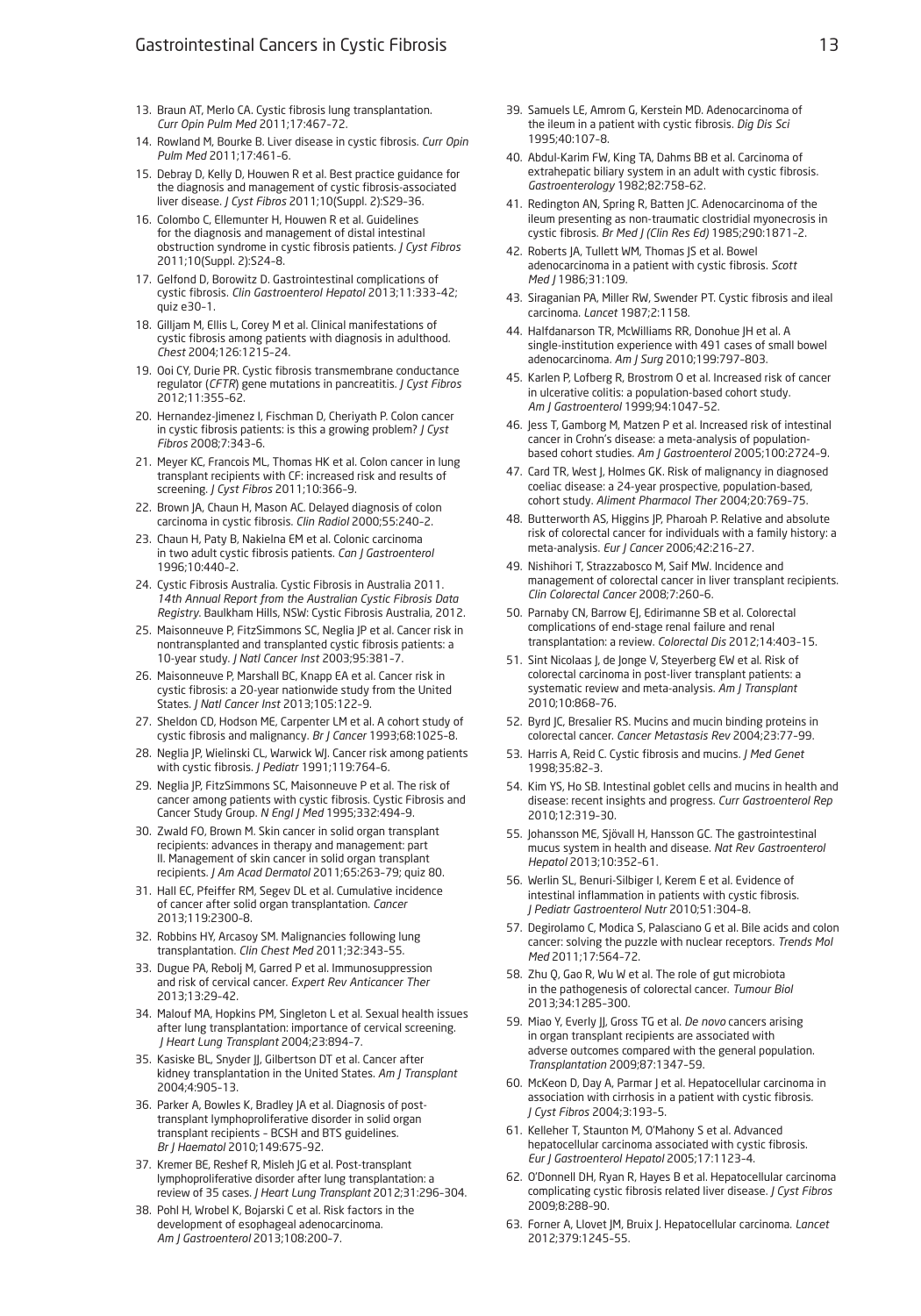13. Braun AT, Merlo CA. Cystic fibrosis lung transplantation. *Curr Opin Pulm Med* 2011;17:467–72.
14. Rowland M, Bourke B. Liver disease in cystic fibrosis. *Curr Opin Pulm Med* 2011;17:461–6.
15. Debray D, Kelly D, Houwen R et al. Best practice guidance for the diagnosis and management of cystic fibrosis-associated liver disease. *J Cyst Fibros* 2011;10(Suppl. 2):S29–36.
16. Colombo C, Ellemunter H, Houwen R et al. Guidelines for the diagnosis and management of distal intestinal obstruction syndrome in cystic fibrosis patients. *J Cyst Fibros* 2011;10(Suppl. 2):S24–8.
17. Gelfond D, Borowitz D. Gastrointestinal complications of cystic fibrosis. *Clin Gastroenterol Hepatol* 2013;11:333–42; quiz e30–1.
18. Gilljam M, Ellis L, Corey M et al. Clinical manifestations of cystic fibrosis among patients with diagnosis in adulthood. *Chest* 2004;126:1215–24.
19. Ooi CY, Durie PR. Cystic fibrosis transmembrane conductance regulator (*CFTR*) gene mutations in pancreatitis. *J Cyst Fibros* 2012;11:355–62.
20. Hernandez-Jimenez I, Fischman D, Cheriyath P. Colon cancer in cystic fibrosis patients: is this a growing problem? *J Cyst Fibros* 2008;7:343–6.
21. Meyer KC, Francois ML, Thomas HK et al. Colon cancer in lung transplant recipients with CF: increased risk and results of screening. *J Cyst Fibros* 2011;10:366–9.
22. Brown JA, Chaun H, Mason AC. Delayed diagnosis of colon carcinoma in cystic fibrosis. *Clin Radiol* 2000;55:240–2.
23. Chaun H, Paty B, Nakielna EM et al. Colonic carcinoma in two adult cystic fibrosis patients. *Can J Gastroenterol* 1996;10:440–2.
24. Cystic Fibrosis Australia. Cystic Fibrosis in Australia 2011. *14th Annual Report from the Australian Cystic Fibrosis Data Registry*. Baulkham Hills, NSW: Cystic Fibrosis Australia, 2012.
25. Maisonneuve P, FitzSimmons SC, Neglia JP et al. Cancer risk in nontransplanted and transplanted cystic fibrosis patients: a 10-year study. *J Natl Cancer Inst* 2003;95:381–7.
26. Maisonneuve P, Marshall BC, Knapp EA et al. Cancer risk in cystic fibrosis: a 20-year nationwide study from the United States. *J Natl Cancer Inst* 2013;105:122–9.
27. Sheldon CD, Hodson ME, Carpenter LM et al. A cohort study of cystic fibrosis and malignancy. *Br J Cancer* 1993;68:1025–8.
28. Neglia JP, Wielinski CL, Warwick WJ. Cancer risk among patients with cystic fibrosis. *J Pediatr* 1991;119:764–6.
29. Neglia JP, FitzSimmons SC, Maisonneuve P et al. The risk of cancer among patients with cystic fibrosis. Cystic Fibrosis and Cancer Study Group. *N Engl J Med* 1995;332:494–9.
30. Zwald FO, Brown M. Skin cancer in solid organ transplant recipients: advances in therapy and management: part II. Management of skin cancer in solid organ transplant recipients. *J Am Acad Dermatol* 2011;65:263–79; quiz 80.
31. Hall EC, Pfeiffer RM, Segev DL et al. Cumulative incidence of cancer after solid organ transplantation. *Cancer* 2013;119:2300–8.
32. Robbins HY, Arcasoy SM. Malignancies following lung transplantation. *Clin Chest Med* 2011;32:343–55.
33. Dugue PA, Rebolj M, Garred P et al. Immunosuppression and risk of cervical cancer. *Expert Rev Anticancer Ther* 2013;13:29–42.
34. Malouf MA, Hopkins PM, Singleton L et al. Sexual health issues after lung transplantation: importance of cervical screening. *J Heart Lung Transplant* 2004;23:894–7.
35. Kasiske BL, Snyder JJ, Gilbertson DT et al. Cancer after kidney transplantation in the United States. *Am J Transplant* 2004;4:905–13.
36. Parker A, Bowles K, Bradley JA et al. Diagnosis of post-transplant lymphoproliferative disorder in solid organ transplant recipients – BCSH and BTS guidelines. *Br J Haematol* 2010;149:675–92.
37. Kremer BE, Reshef R, Misleh JG et al. Post-transplant lymphoproliferative disorder after lung transplantation: a review of 35 cases. *J Heart Lung Transplant* 2012;31:296–304.
38. Pohl H, Wrobel K, Bojarski C et al. Risk factors in the development of esophageal adenocarcinoma. *Am J Gastroenterol* 2013;108:200–7.
39. Samuels LE, Amrom G, Kerstein MD. Adenocarcinoma of the ileum in a patient with cystic fibrosis. *Dig Dis Sci* 1995;40:107–8.
40. Abdul-Karim FW, King TA, Dahms BB et al. Carcinoma of extrahepatic biliary system in an adult with cystic fibrosis. *Gastroenterology* 1982;82:758–62.
41. Redington AN, Spring R, Batten JC. Adenocarcinoma of the ileum presenting as non-traumatic clostridial myonecrosis in cystic fibrosis. *Br Med J (Clin Res Ed)* 1985;290:1871–2.
42. Roberts JA, Tullett WM, Thomas JS et al. Bowel adenocarcinoma in a patient with cystic fibrosis. *Scott Med J* 1986;31:109.
43. Siraganian PA, Miller RW, Swender PT. Cystic fibrosis and ileal carcinoma. *Lancet* 1987;2:1158.
44. Halfdanarson TR, McWilliams RR, Donohue JH et al. A single-institution experience with 491 cases of small bowel adenocarcinoma. *Am J Surg* 2010;199:797–803.
45. Karlen P, Lofberg R, Brostrom O et al. Increased risk of cancer in ulcerative colitis: a population-based cohort study. *Am J Gastroenterol* 1999;94:1047–52.
46. Jess T, Gamborg M, Matzen P et al. Increased risk of intestinal cancer in Crohn's disease: a meta-analysis of population-based cohort studies. *Am J Gastroenterol* 2005;100:2724–9.
47. Card TR, West J, Holmes GK. Risk of malignancy in diagnosed coeliac disease: a 24-year prospective, population-based, cohort study. *Aliment Pharmacol Ther* 2004;20:769–75.
48. Butterworth AS, Higgins JP, Pharoah P. Relative and absolute risk of colorectal cancer for individuals with a family history: a meta-analysis. *Eur J Cancer* 2006;42:216–27.
49. Nishihori T, Strazzabosco M, Saif MW. Incidence and management of colorectal cancer in liver transplant recipients. *Clin Colorectal Cancer* 2008;7:260–6.
50. Parnaby CN, Barrow EJ, Edirimanne SB et al. Colorectal complications of end-stage renal failure and renal transplantation: a review. *Colorectal Dis* 2012;14:403–15.
51. Sint Nicolaas J, de Jonge V, Steyerberg EW et al. Risk of colorectal carcinoma in post-liver transplant patients: a systematic review and meta-analysis. *Am J Transplant* 2010;10:868–76.
52. Byrd JC, Bresalier RS. Mucins and mucin binding proteins in colorectal cancer. *Cancer Metastasis Rev* 2004;23:77–99.
53. Harris A, Reid C. Cystic fibrosis and mucins. *J Med Genet* 1998;35:82–3.
54. Kim YS, Ho SB. Intestinal goblet cells and mucins in health and disease: recent insights and progress. *Curr Gastroenterol Rep* 2010;12:319–30.
55. Johansson ME, Sjövall H, Hansson GC. The gastrointestinal mucus system in health and disease. *Nat Rev Gastroenterol Hepatol* 2013;10:352–61.
56. Werlin SL, Benuri-Silbiger I, Kerem E et al. Evidence of intestinal inflammation in patients with cystic fibrosis. *J Pediatr Gastroenterol Nutr* 2010;51:304–8.
57. Degirolamo C, Modica S, Palasciano G et al. Bile acids and colon cancer: solving the puzzle with nuclear receptors. *Trends Mol Med* 2011;17:564–72.
58. Zhu Q, Gao R, Wu W et al. The role of gut microbiota in the pathogenesis of colorectal cancer. *Tumour Biol* 2013;34:1285–300.
59. Miao Y, Everly JJ, Gross TG et al. *De novo* cancers arising in organ transplant recipients are associated with adverse outcomes compared with the general population. *Transplantation* 2009;87:1347–59.
60. McKeon D, Day A, Parmar J et al. Hepatocellular carcinoma in association with cirrhosis in a patient with cystic fibrosis. *J Cyst Fibros* 2004;3:193–5.
61. Kelleher T, Staunton M, O'Mahony S et al. Advanced hepatocellular carcinoma associated with cystic fibrosis. *Eur J Gastroenterol Hepatol* 2005;17:1123–4.
62. O'Donnell DH, Ryan R, Hayes B et al. Hepatocellular carcinoma complicating cystic fibrosis related liver disease. *J Cyst Fibros* 2009;8:288–90.
63. Forner A, Llovet JM, Bruix J. Hepatocellular carcinoma. *Lancet* 2012;379:1245–55.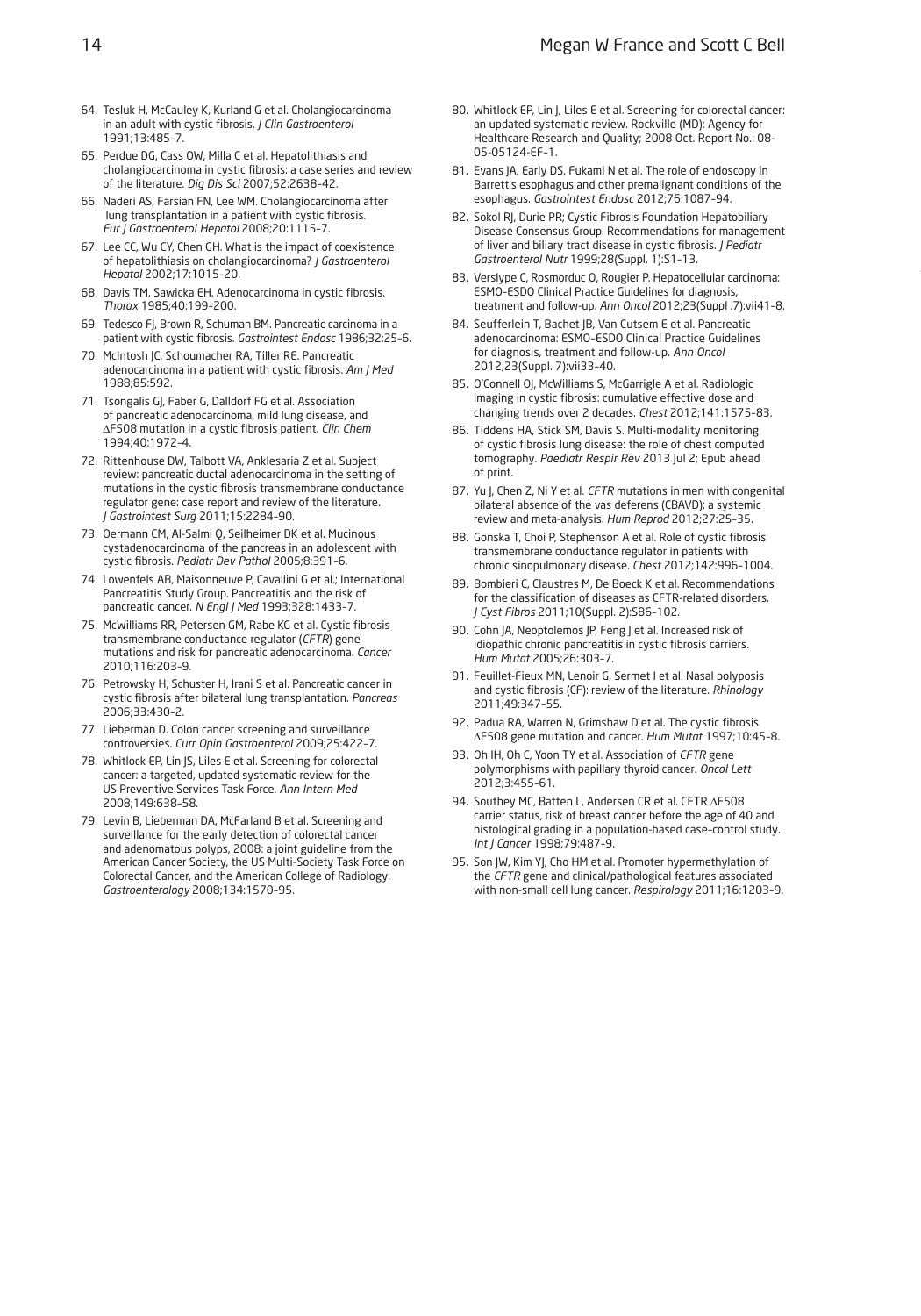64. Tesluk H, McCauley K, Kurland G et al. Cholangiocarcinoma in an adult with cystic fibrosis. *J Clin Gastroenterol* 1991;13:485–7.
65. Perdue DG, Cass OW, Milla C et al. Hepatolithiasis and cholangiocarcinoma in cystic fibrosis: a case series and review of the literature. *Dig Dis Sci* 2007;52:2638–42.
66. Naderi AS, Farsian FN, Lee WM. Cholangiocarcinoma after lung transplantation in a patient with cystic fibrosis. *Eur J Gastroenterol Hepatol* 2008;20:1115–7.
67. Lee CC, Wu CY, Chen GH. What is the impact of coexistence of hepatolithiasis on cholangiocarcinoma? *J Gastroenterol Hepatol* 2002;17:1015–20.
68. Davis TM, Sawicka EH. Adenocarcinoma in cystic fibrosis. *Thorax* 1985;40:199–200.
69. Tedesco FJ, Brown R, Schuman BM. Pancreatic carcinoma in a patient with cystic fibrosis. *Gastrointest Endosc* 1986;32:25–6.
70. McIntosh JC, Schoumacher RA, Tiller RE. Pancreatic adenocarcinoma in a patient with cystic fibrosis. *Am J Med* 1988;85:592.
71. Tsongalis GJ, Faber G, Dalldorf FG et al. Association of pancreatic adenocarcinoma, mild lung disease, and ΔF508 mutation in a cystic fibrosis patient. *Clin Chem* 1994;40:1972–4.
72. Rittenhouse DW, Talbott VA, Anklesaria Z et al. Subject review: pancreatic ductal adenocarcinoma in the setting of mutations in the cystic fibrosis transmembrane conductance regulator gene: case report and review of the literature. *J Gastrointest Surg* 2011;15:2284–90.
73. Oermann CM, Al-Salmi Q, Seilheimer DK et al. Mucinous cystadenocarcinoma of the pancreas in an adolescent with cystic fibrosis. *Pediatr Dev Pathol* 2005;8:391–6.
74. Lowenfels AB, Maisonneuve P, Cavallini G et al.; International Pancreatitis Study Group. Pancreatitis and the risk of pancreatic cancer. *N Engl J Med* 1993;328:1433–7.
75. McWilliams RR, Petersen GM, Rabe KG et al. Cystic fibrosis transmembrane conductance regulator (*CFTR*) gene mutations and risk for pancreatic adenocarcinoma. *Cancer* 2010;116:203–9.
76. Petrowsky H, Schuster H, Irani S et al. Pancreatic cancer in cystic fibrosis after bilateral lung transplantation. *Pancreas* 2006;33:430–2.
77. Lieberman D. Colon cancer screening and surveillance controversies. *Curr Opin Gastroenterol* 2009;25:422–7.
78. Whitlock EP, Lin JS, Liles E et al. Screening for colorectal cancer: a targeted, updated systematic review for the US Preventive Services Task Force. *Ann Intern Med* 2008;149:638–58.
79. Levin B, Lieberman DA, McFarland B et al. Screening and surveillance for the early detection of colorectal cancer and adenomatous polyps, 2008: a joint guideline from the American Cancer Society, the US Multi-Society Task Force on Colorectal Cancer, and the American College of Radiology. *Gastroenterology* 2008;134:1570–95.
80. Whitlock EP, Lin J, Liles E et al. Screening for colorectal cancer: an updated systematic review. Rockville (MD): Agency for Healthcare Research and Quality; 2008 Oct. Report No.: 08-05-05124-EF-1.
81. Evans JA, Early DS, Fukami N et al. The role of endoscopy in Barrett's esophagus and other premalignant conditions of the esophagus. *Gastrointest Endosc* 2012;76:1087–94.
82. Sokol RJ, Durie PR; Cystic Fibrosis Foundation Hepatobiliary Disease Consensus Group. Recommendations for management of liver and biliary tract disease in cystic fibrosis. *J Pediatr Gastroenterol Nutr* 1999;28(Suppl. 1):S1–13.
83. Verslype C, Rosmorduc O, Rougier P. Hepatocellular carcinoma: ESMO–ESDO Clinical Practice Guidelines for diagnosis, treatment and follow-up. *Ann Oncol* 2012;23(Suppl .7):vii41–8.
84. Seufferlein T, Bachet JB, Van Cutsem E et al. Pancreatic adenocarcinoma: ESMO–ESDO Clinical Practice Guidelines for diagnosis, treatment and follow-up. *Ann Oncol* 2012;23(Suppl. 7):vii33–40.
85. O'Connell OJ, McWilliams S, McGarrigle A et al. Radiologic imaging in cystic fibrosis: cumulative effective dose and changing trends over 2 decades. *Chest* 2012;141:1575–83.
86. Tiddens HA, Stick SM, Davis S. Multi-modality monitoring of cystic fibrosis lung disease: the role of chest computed tomography. *Paediatr Respir Rev* 2013 Jul 2; Epub ahead of print.
87. Yu J, Chen Z, Ni Y et al. *CFTR* mutations in men with congenital bilateral absence of the vas deferens (CBAVD): a systemic review and meta-analysis. *Hum Reprod* 2012;27:25–35.
88. Gonska T, Choi P, Stephenson A et al. Role of cystic fibrosis transmembrane conductance regulator in patients with chronic sinopulmonary disease. *Chest* 2012;142:996–1004.
89. Bombieri C, Claustres M, De Boeck K et al. Recommendations for the classification of diseases as CFTR-related disorders. *J Cyst Fibros* 2011;10(Suppl. 2):S86–102.
90. Cohn JA, Neoptolemos JP, Feng J et al. Increased risk of idiopathic chronic pancreatitis in cystic fibrosis carriers. *Hum Mutat* 2005;26:303–7.
91. Feuillet-Fieux MN, Lenoir G, Sermet I et al. Nasal polyposis and cystic fibrosis (CF): review of the literature. *Rhinology* 2011;49:347–55.
92. Padua RA, Warren N, Grimshaw D et al. The cystic fibrosis ΔF508 gene mutation and cancer. *Hum Mutat* 1997;10:45–8.
93. Oh IH, Oh C, Yoon TY et al. Association of *CFTR* gene polymorphisms with papillary thyroid cancer. *Oncol Lett* 2012;3:455–61.
94. Southey MC, Batten L, Andersen CR et al. CFTR ΔF508 carrier status, risk of breast cancer before the age of 40 and histological grading in a population-based case-control study. *Int J Cancer* 1998;79:487–9.
95. Son JW, Kim YJ, Cho HM et al. Promoter hypermethylation of the *CFTR* gene and clinical/pathological features associated with non-small cell lung cancer. *Respirology* 2011;16:1203–9.